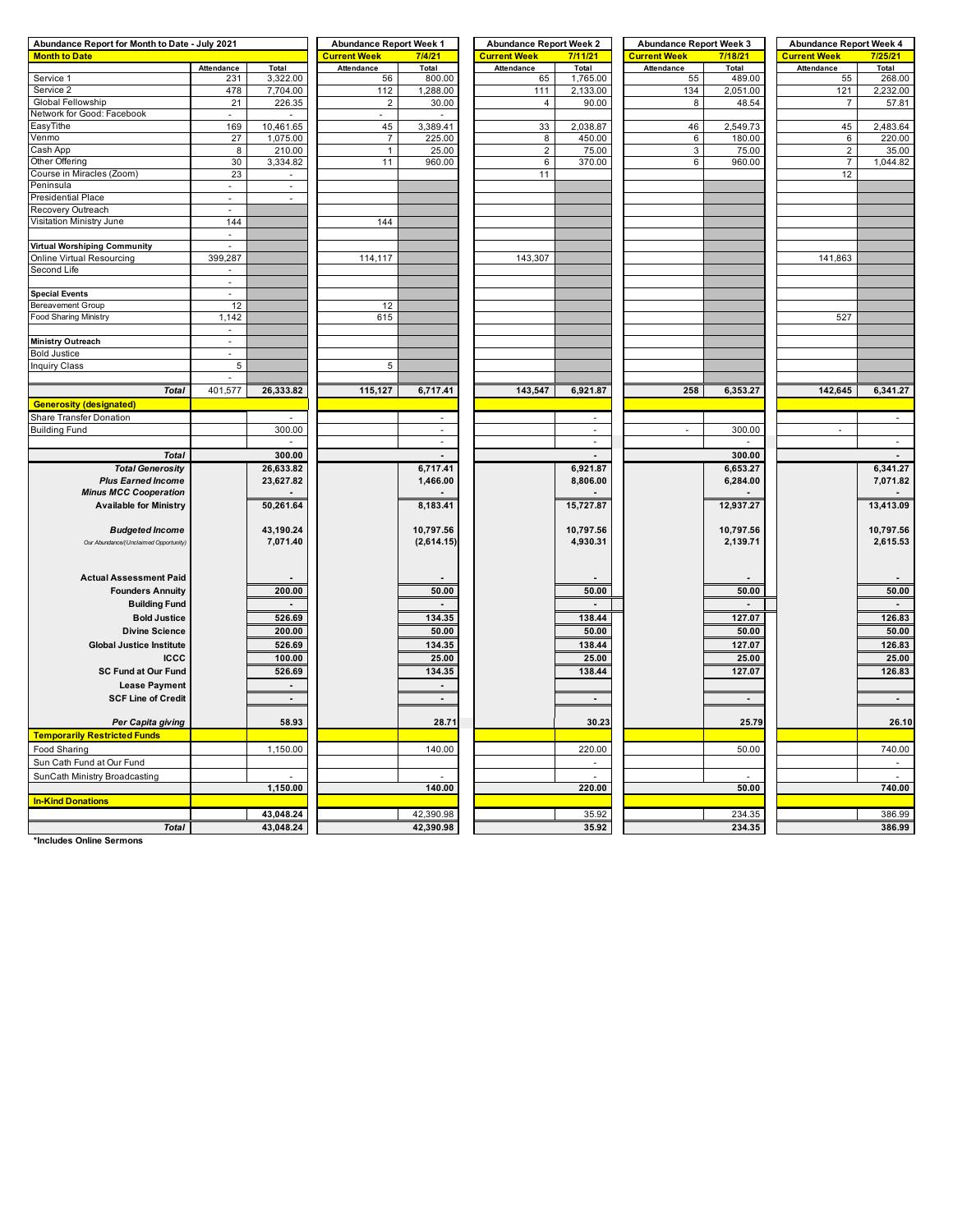| Abundance Report for Month to Date - July 2021 | | | Abundance Report Week 1 | | Abundance Report Week 2 | | Abundance Report Week 3 | | Abundance Report Week 4 | |
|---|---|---|---|---|---|---|---|---|---|---|
| **Month to Date** | | | **Current Week** | **7/4/21** | **Current Week** | **7/11/21** | **Current Week** | **7/18/21** | **Current Week** | **7/25/21** |
| | Attendance | Total | Attendance | Total | Attendance | Total | Attendance | Total | Attendance | Total |
| Service 1 | 231 | 3,322.00 | 56 | 800.00 | 65 | 1,765.00 | 55 | 489.00 | 55 | 268.00 |
| Service 2 | 478 | 7,704.00 | 112 | 1,288.00 | 111 | 2,133.00 | 134 | 2,051.00 | 121 | 2,232.00 |
| Global Fellowship | 21 | 226.35 | 2 | 30.00 | 4 | 90.00 | 8 | 48.54 | 7 | 57.81 |
| Network for Good: Facebook | - | - | - | - | | | | | | |
| EasyTithe | 169 | 10,461.65 | 45 | 3,389.41 | 33 | 2,038.87 | 46 | 2,549.73 | 45 | 2,483.64 |
| Venmo | 27 | 1,075.00 | 7 | 225.00 | 8 | 450.00 | 6 | 180.00 | 6 | 220.00 |
| Cash App | 8 | 210.00 | 1 | 25.00 | 2 | 75.00 | 3 | 75.00 | 2 | 35.00 |
| Other Offering | 30 | 3,334.82 | 11 | 960.00 | 6 | 370.00 | 6 | 960.00 | 7 | 1,044.82 |
| Course in Miracles (Zoom) | 23 | - | | | 11 | | | | 12 | |
| Peninsula | - | - | | | | | | | | |
| Presidential Place | - | - | | | | | | | | |
| Recovery Outreach | - | | | | | | | | | |
| Visitation Ministry June | 144 | | 144 | | | | | | | |
| | - | | | | | | | | | |
| **Virtual Worshiping Community** | - | | | | | | | | | |
| Online Virtual Resourcing | 399,287 | | 114,117 | | 143,307 | | | | 141,863 | |
| Second Life | - | | | | | | | | | |
| | - | | | | | | | | | |
| **Special Events** | - | | | | | | | | | |
| Bereavement Group | 12 | | 12 | | | | | | | |
| Food Sharing Ministry | 1,142 | | 615 | | | | | | 527 | |
| | - | | | | | | | | | |
| **Ministry Outreach** | - | | | | | | | | | |
| Bold Justice | - | | | | | | | | | |
| Inquiry Class | 5 | | 5 | | | | | | | |
| | - | | | | | | | | | |
| ***Total*** | 401,577 | **26,333.82** | **115,127** | **6,717.41** | **143,547** | **6,921.87** | **258** | **6,353.27** | **142,645** | **6,341.27** |
| **Generosity (designated)** | | | | | | | | | | |
| Share Transfer Donation | | - | | - | | - | | | | - |
| Building Fund | | 300.00 | | - | | - | - | 300.00 | - | |
| | | - | | - | | - | | - | | - |
| ***Total*** | | **300.00** | | **-** | | **-** | | **300.00** | | **-** |
| ***Total Generosity*** | | **26,633.82** | | **6,717.41** | | **6,921.87** | | **6,653.27** | | **6,341.27** |
| ***Plus Earned Income*** | | **23,627.82** | | **1,466.00** | | **8,806.00** | | **6,284.00** | | **7,071.82** |
| ***Minus MCC Cooperation*** | | **-** | | | | **-** | | **-** | | **-** |
| **Available for Ministry** | | **50,261.64** | | **8,183.41** | | **15,727.87** | | **12,937.27** | | **13,413.09** |
| ***Budgeted Income*** | | **43,190.24** | | **10,797.56** | | **10,797.56** | | **10,797.56** | | **10,797.56** |
| *Our Abundance/(Unclaimed Opportunity)* | | **7,071.40** | | **(2,614.15)** | | **4,930.31** | | **2,139.71** | | **2,615.53** |
| **Actual Assessment Paid** | | **-** | | **-** | | **-** | | **-** | | **-** |
| **Founders Annuity** | | **200.00** | | **50.00** | | **50.00** | | **50.00** | | **50.00** |
| **Building Fund** | | **-** | | **-** | | **-** | | **-** | | **-** |
| **Bold Justice** | | **526.69** | | **134.35** | | **138.44** | | **127.07** | | **126.83** |
| **Divine Science** | | **200.00** | | **50.00** | | **50.00** | | **50.00** | | **50.00** |
| **Global Justice Institute** | | **526.69** | | **134.35** | | **138.44** | | **127.07** | | **126.83** |
| **ICCC** | | **100.00** | | **25.00** | | **25.00** | | **25.00** | | **25.00** |
| **SC Fund at Our Fund** | | **526.69** | | **134.35** | | **138.44** | | **127.07** | | **126.83** |
| **Lease Payment** | | **-** | | **-** | | | | | | |
| **SCF Line of Credit** | | **-** | | **-** | | **-** | | **-** | | **-** |
| ***Per Capita giving*** | | **58.93** | | **28.71** | | **30.23** | | **25.79** | | **26.10** |
| **Temporarily Restricted Funds** | | | | | | | | | | |
| Food Sharing | | 1,150.00 | | 140.00 | | 220.00 | | 50.00 | | 740.00 |
| Sun Cath Fund at Our Fund | | | | | | - | | | | - |
| SunCath Ministry Broadcasting | | - | | - | | - | | - | | - |
| | | **1,150.00** | | **140.00** | | **220.00** | | **50.00** | | **740.00** |
| **In-Kind Donations** | | | | | | | | | | |
| | | **43,048.24** | | 42,390.98 | | 35.92 | | 234.35 | | 386.99 |
| ***Total*** | | **43,048.24** | | **42,390.98** | | **35.92** | | **234.35** | | **386.99** |

**\*Includes Online Sermons**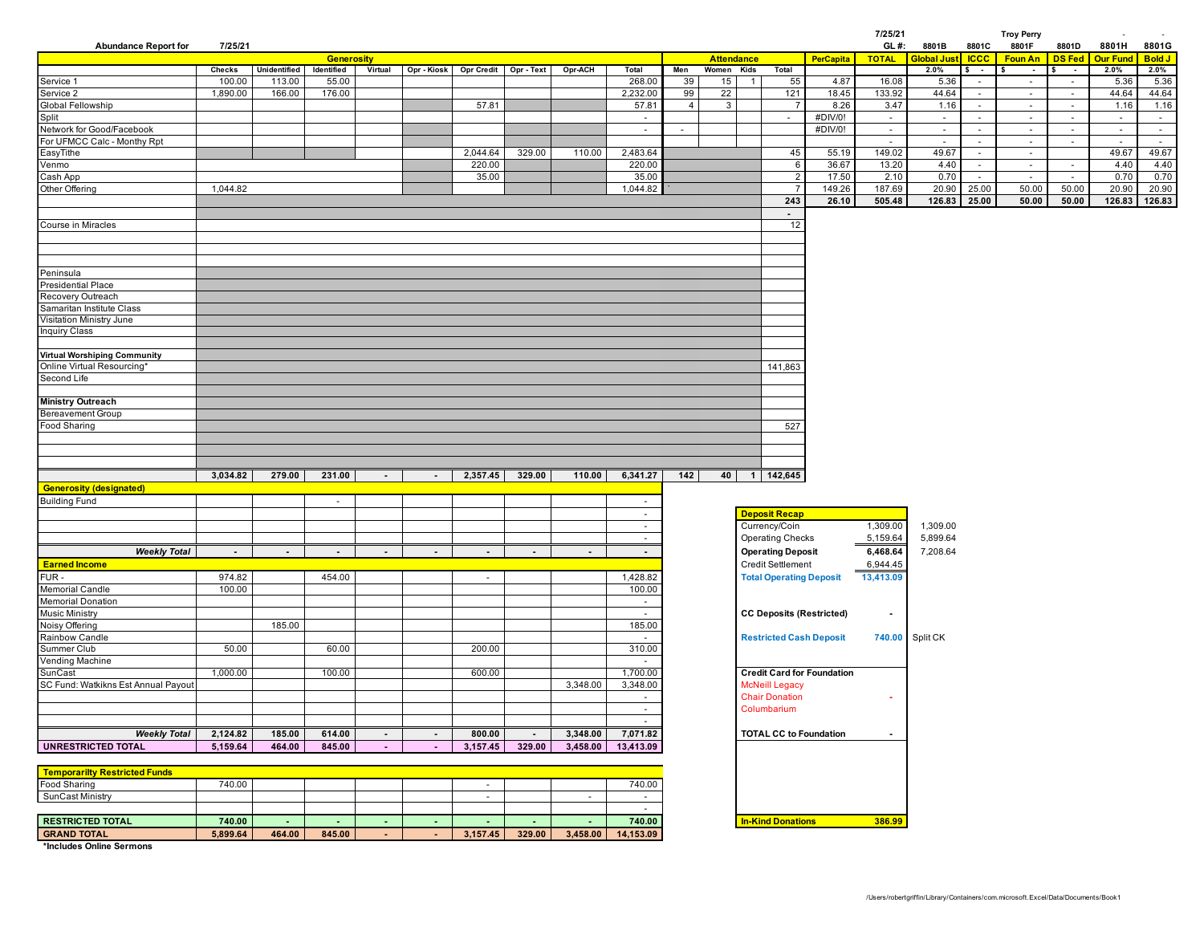**Abundance Report for** 7/25/21

| | Generosity | | | | | | | | | Attendance | | | | PerCapita | 7/25/21 GL #: TOTAL | 8801B Global Just | 8801C ICCC | Troy Perry 8801F Foun An | 8801D DS Fed | - 8801H Our Fund | - 8801G Bold J |
|---|---|---|---|---|---|---|---|---|---|---|---|---|---|---|---|---|---|---|---|---|---|
| | Checks | Unidentified | Identified | Virtual | Opr - Kiosk | Opr Credit | Opr - Text | Opr-ACH | Total | Men | Women | Kids | Total | | | 2.0% | $ - | $ - | $ - | 2.0% | 2.0% |
| Service 1 | 100.00 | 113.00 | 55.00 | | | | | | 268.00 | 39 | 15 | 1 | 55 | 4.87 | 16.08 | 5.36 | - | - | - | 5.36 | 5.36 |
| Service 2 | 1,890.00 | 166.00 | 176.00 | | | | | | 2,232.00 | 99 | 22 | | 121 | 18.45 | 133.92 | 44.64 | - | - | - | 44.64 | 44.64 |
| Global Fellowship | | | | | | 57.81 | | | 57.81 | 4 | 3 | | 7 | 8.26 | 3.47 | 1.16 | - | - | - | 1.16 | 1.16 |
| Split | | | | | | | | | - | | | | - | #DIV/0! | - | - | - | - | - | - | - |
| Network for Good/Facebook | | | | | | | | | - | - | | | | #DIV/0! | - | - | - | - | - | - | - |
| For UFMCC Calc - Monthy Rpt | | | | | | | | | | | | | | | - | - | - | - | - | - | - |
| EasyTithe | | | | | | 2,044.64 | 329.00 | 110.00 | 2,483.64 | | | | 45 | 55.19 | 149.02 | 49.67 | - | - | | 49.67 | 49.67 |
| Venmo | | | | | | 220.00 | | | 220.00 | | | | 6 | 36.67 | 13.20 | 4.40 | - | - | - | 4.40 | 4.40 |
| Cash App | | | | | | 35.00 | | | 35.00 | | | | 2 | 17.50 | 2.10 | 0.70 | - | - | - | 0.70 | 0.70 |
| Other Offering | 1,044.82 | | | | | | | | 1,044.82 | | | | 7 | 149.26 | 187.69 | 20.90 | 25.00 | 50.00 | 50.00 | 20.90 | 20.90 |
| | | | | | | | | | | | | | 243 | 26.10 | 505.48 | 126.83 | 25.00 | 50.00 | 50.00 | 126.83 | 126.83 |
| | | | | | | | | | | | | | - | | | | | | | | |
| Course in Miracles | | | | | | | | | | | | | 12 | | | | | | | | |
| Peninsula | | | | | | | | | | | | | | | | | | | | | |
| Presidential Place | | | | | | | | | | | | | | | | | | | | | |
| Recovery Outreach | | | | | | | | | | | | | | | | | | | | | |
| Samaritan Institute Class | | | | | | | | | | | | | | | | | | | | | |
| Visitation Ministry June | | | | | | | | | | | | | | | | | | | | | |
| Inquiry Class | | | | | | | | | | | | | | | | | | | | | |
| **Virtual Worshiping Community** | | | | | | | | | | | | | | | | | | | | | |
| Online Virtual Resourcing* | | | | | | | | | | | | | 141,863 | | | | | | | | |
| Second Life | | | | | | | | | | | | | | | | | | | | | |
| **Ministry Outreach** | | | | | | | | | | | | | | | | | | | | | |
| Bereavement Group | | | | | | | | | | | | | | | | | | | | | |
| Food Sharing | | | | | | | | | | | | | 527 | | | | | | | | |
| | 3,034.82 | 279.00 | 231.00 | - | - | 2,357.45 | 329.00 | 110.00 | 6,341.27 | 142 | 40 | 1 | 142,645 | | | | | | | | |

| Generosity (designated) | Checks | Unidentified | Identified | Virtual | Opr - Kiosk | Opr Credit | Opr - Text | Opr-ACH | Total |
|---|---|---|---|---|---|---|---|---|---|
| Building Fund | | | - | | | | | | - |
| | | | | | | | | | - |
| | | | | | | | | | - |
| | | | | | | | | | - |
| ***Weekly Total*** | - | - | - | - | - | - | - | - | - |
| **Earned Income** | | | | | | | | | |
| FUR - | 974.82 | | 454.00 | | | - | | | 1,428.82 |
| Memorial Candle | 100.00 | | | | | | | | 100.00 |
| Memorial Donation | | | | | | | | | - |
| Music Ministry | | | | | | | | | - |
| Noisy Offering | | 185.00 | | | | | | | 185.00 |
| Rainbow Candle | | | | | | | | | - |
| Summer Club | 50.00 | | 60.00 | | | 200.00 | | | 310.00 |
| Vending Machine | | | | | | | | | - |
| SunCast | 1,000.00 | | 100.00 | | | 600.00 | | | 1,700.00 |
| SC Fund: Watkikns Est Annual Payout | | | | | | | | 3,348.00 | 3,348.00 |
| | | | | | | | | | - |
| | | | | | | | | | - |
| | | | | | | | | | - |
| ***Weekly Total*** | 2,124.82 | 185.00 | 614.00 | - | - | 800.00 | - | 3,348.00 | 7,071.82 |
| **UNRESTRICTED TOTAL** | 5,159.64 | 464.00 | 845.00 | - | - | 3,157.45 | 329.00 | 3,458.00 | 13,413.09 |
| **Temporarilty Restricted Funds** | | | | | | | | | |
| Food Sharing | 740.00 | | | | | - | | | 740.00 |
| SunCast Ministry | | | | | | - | | - | - |
| | | | | | | | | | - |
| **RESTRICTED TOTAL** | 740.00 | - | - | - | - | - | - | - | 740.00 |
| **GRAND TOTAL** | 5,899.64 | 464.00 | 845.00 | - | - | 3,157.45 | 329.00 | 3,458.00 | 14,153.09 |

***Includes Online Sermons**

| Deposit Recap | | |
|---|---|---|
| Currency/Coin | 1,309.00 | 1,309.00 |
| Operating Checks | 5,159.64 | 5,899.64 |
| **Operating Deposit** | **6,468.64** | 7,208.64 |
| Credit Settlement | 6,944.45 | |
| **Total Operating Deposit** | **13,413.09** | |
| **CC Deposits (Restricted)** | - | |
| **Restricted Cash Deposit** | **740.00** | Split CK |
| **Credit Card for Foundation** | | |
| McNeill Legacy | | |
| Chair Donation | - | |
| Columbarium | | |
| **TOTAL CC to Foundation** | - | |
| **In-Kind Donations** | **386.99** | |